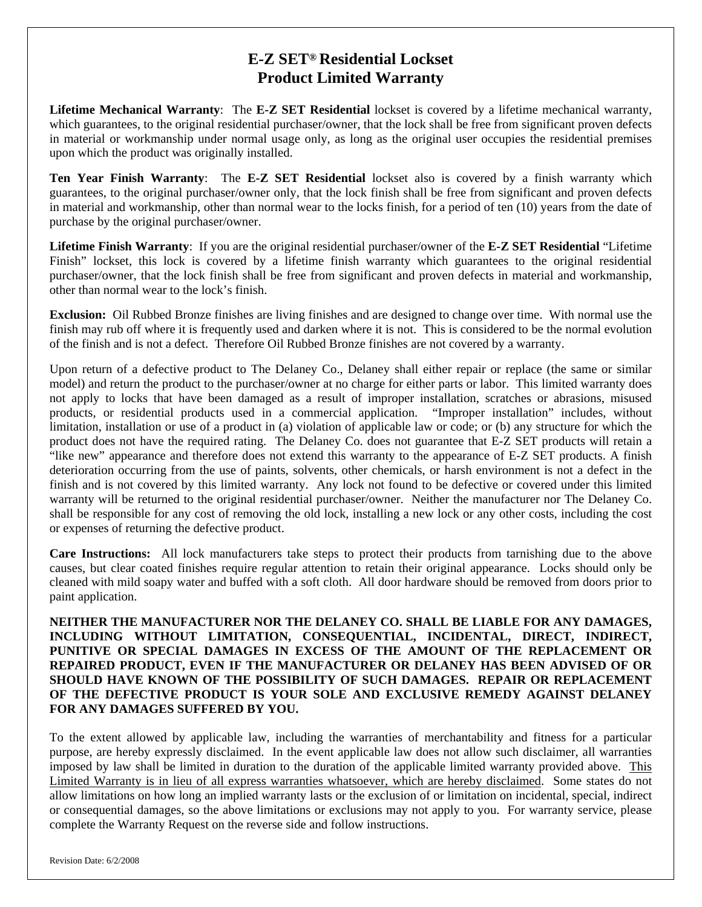# E-Z SET® Residential Lockset
# Product Limited Warranty

**Lifetime Mechanical Warranty**: The **E-Z SET Residential** lockset is covered by a lifetime mechanical warranty, which guarantees, to the original residential purchaser/owner, that the lock shall be free from significant proven defects in material or workmanship under normal usage only, as long as the original user occupies the residential premises upon which the product was originally installed.

**Ten Year Finish Warranty**: The **E-Z SET Residential** lockset also is covered by a finish warranty which guarantees, to the original purchaser/owner only, that the lock finish shall be free from significant and proven defects in material and workmanship, other than normal wear to the locks finish, for a period of ten (10) years from the date of purchase by the original purchaser/owner.

**Lifetime Finish Warranty**: If you are the original residential purchaser/owner of the **E-Z SET Residential** "Lifetime Finish" lockset, this lock is covered by a lifetime finish warranty which guarantees to the original residential purchaser/owner, that the lock finish shall be free from significant and proven defects in material and workmanship, other than normal wear to the lock's finish.

**Exclusion:** Oil Rubbed Bronze finishes are living finishes and are designed to change over time. With normal use the finish may rub off where it is frequently used and darken where it is not. This is considered to be the normal evolution of the finish and is not a defect. Therefore Oil Rubbed Bronze finishes are not covered by a warranty.

Upon return of a defective product to The Delaney Co., Delaney shall either repair or replace (the same or similar model) and return the product to the purchaser/owner at no charge for either parts or labor. This limited warranty does not apply to locks that have been damaged as a result of improper installation, scratches or abrasions, misused products, or residential products used in a commercial application. "Improper installation" includes, without limitation, installation or use of a product in (a) violation of applicable law or code; or (b) any structure for which the product does not have the required rating. The Delaney Co. does not guarantee that E-Z SET products will retain a "like new" appearance and therefore does not extend this warranty to the appearance of E-Z SET products. A finish deterioration occurring from the use of paints, solvents, other chemicals, or harsh environment is not a defect in the finish and is not covered by this limited warranty. Any lock not found to be defective or covered under this limited warranty will be returned to the original residential purchaser/owner. Neither the manufacturer nor The Delaney Co. shall be responsible for any cost of removing the old lock, installing a new lock or any other costs, including the cost or expenses of returning the defective product.

**Care Instructions:** All lock manufacturers take steps to protect their products from tarnishing due to the above causes, but clear coated finishes require regular attention to retain their original appearance. Locks should only be cleaned with mild soapy water and buffed with a soft cloth. All door hardware should be removed from doors prior to paint application.

**NEITHER THE MANUFACTURER NOR THE DELANEY CO. SHALL BE LIABLE FOR ANY DAMAGES, INCLUDING WITHOUT LIMITATION, CONSEQUENTIAL, INCIDENTAL, DIRECT, INDIRECT, PUNITIVE OR SPECIAL DAMAGES IN EXCESS OF THE AMOUNT OF THE REPLACEMENT OR REPAIRED PRODUCT, EVEN IF THE MANUFACTURER OR DELANEY HAS BEEN ADVISED OF OR SHOULD HAVE KNOWN OF THE POSSIBILITY OF SUCH DAMAGES. REPAIR OR REPLACEMENT OF THE DEFECTIVE PRODUCT IS YOUR SOLE AND EXCLUSIVE REMEDY AGAINST DELANEY FOR ANY DAMAGES SUFFERED BY YOU.**

To the extent allowed by applicable law, including the warranties of merchantability and fitness for a particular purpose, are hereby expressly disclaimed. In the event applicable law does not allow such disclaimer, all warranties imposed by law shall be limited in duration to the duration of the applicable limited warranty provided above. <u>This Limited Warranty is in lieu of all express warranties whatsoever, which are hereby disclaimed</u>. Some states do not allow limitations on how long an implied warranty lasts or the exclusion of or limitation on incidental, special, indirect or consequential damages, so the above limitations or exclusions may not apply to you. For warranty service, please complete the Warranty Request on the reverse side and follow instructions.

Revision Date: 6/2/2008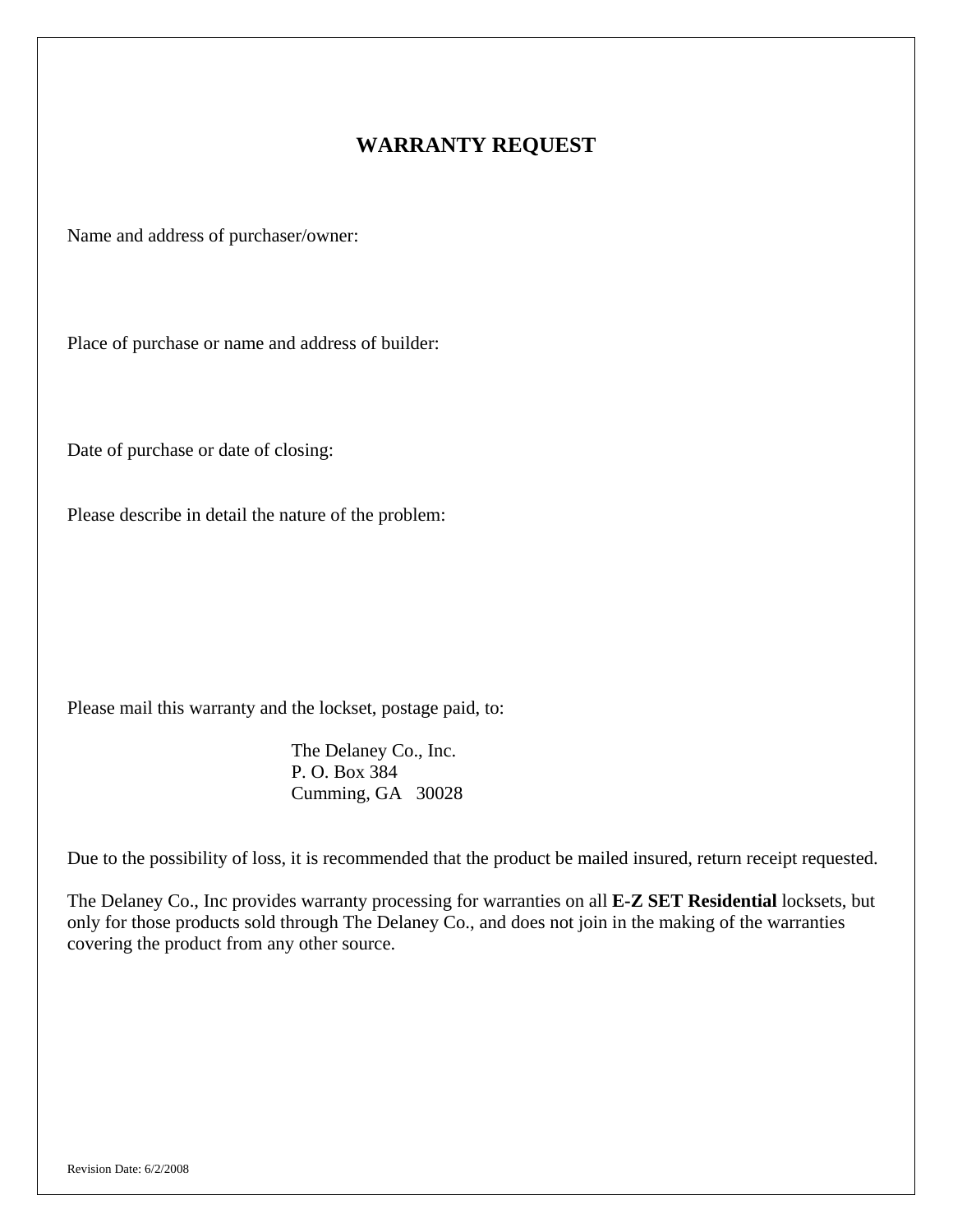# WARRANTY REQUEST

Name and address of purchaser/owner:

Place of purchase or name and address of builder:

Date of purchase or date of closing:

Please describe in detail the nature of the problem:

Please mail this warranty and the lockset, postage paid, to:

The Delaney Co., Inc.
P. O. Box 384
Cumming, GA 30028

Due to the possibility of loss, it is recommended that the product be mailed insured, return receipt requested.

The Delaney Co., Inc provides warranty processing for warranties on all **E-Z SET Residential** locksets, but only for those products sold through The Delaney Co., and does not join in the making of the warranties covering the product from any other source.

Revision Date: 6/2/2008